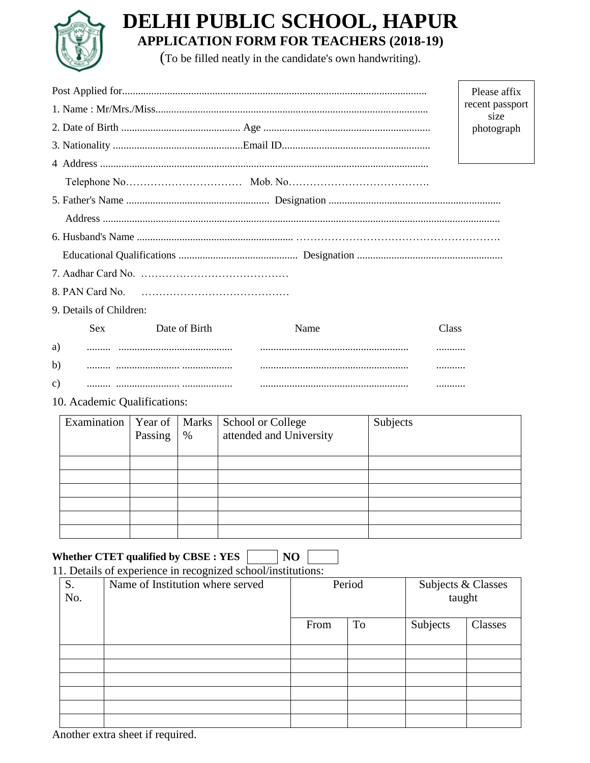# DELHI PUBLIC SCHOOL, HAPUR

## APPLICATION FORM FOR TEACHERS (2018-19)

(To be filled neatly in the candidate's own handwriting).

Please affix recent passport size photograph

Post Applied for.................................................................................................................

1. Name : Mr/Mrs./Miss......................................................................................................

2. Date of Birth ............................................ Age ..............................................................

3. Nationality ................................................Email ID.......................................................

4 Address ..........................................................................................................................

Telephone No…………………………… Mob. No…………………………………

5. Father's Name ..................................................... Designation ................................................................

Address .....................................................................................................................................................

6. Husband's Name .......................................................... ……………………………………………….

Educational Qualifications ............................................ Designation ......................................................

7. Aadhar Card No. ……………………………………

8. PAN Card No. ……………………………………

9. Details of Children:

| | Sex | Date of Birth | Name | Class |
|---|---|---|---|---|
| a) | ......... | ........................................... | ........................................................ | ........... |
| b) | ......... | ......................... .................. | ........................................................ | ........... |
| c) | ......... | ......................... .................. | ........................................................ | ........... |

10. Academic Qualifications:

| Examination | Year of Passing | Marks % | School or College attended and University | Subjects |
|---|---|---|---|---|
| | | | | |
| | | | | |
| | | | | |
| | | | | |
| | | | | |
| | | | | |

**Whether CTET qualified by CBSE : YES** ☐ **NO** ☐

11. Details of experience in recognized school/institutions:

| S. No. | Name of Institution where served | Period | | Subjects & Classes taught | |
|---|---|---|---|---|---|
| | | From | To | Subjects | Classes |
| | | | | | |
| | | | | | |
| | | | | | |
| | | | | | |
| | | | | | |
| | | | | | |

Another extra sheet if required.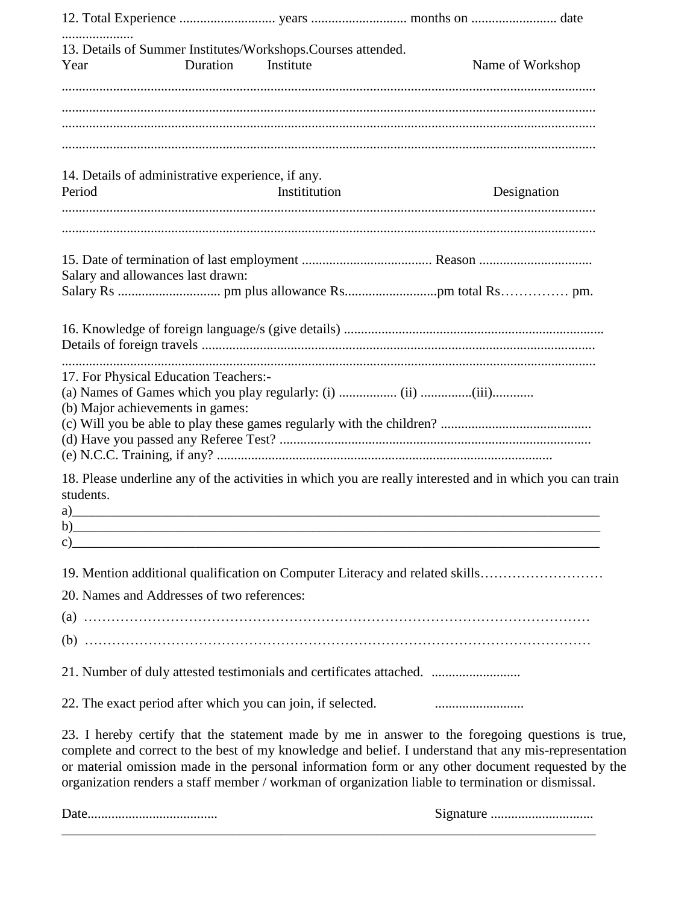12. Total Experience ............................ years ............................ months on ......................... date .....................

13. Details of Summer Institutes/Workshops.Courses attended.

Year Duration Institute Name of Workshop

..........................................................................................................................................................

..........................................................................................................................................................

..........................................................................................................................................................

..........................................................................................................................................................

14. Details of administrative experience, if any.

Period Instititution Designation

..........................................................................................................................................................

..........................................................................................................................................................

15. Date of termination of last employment ...................................... Reason .................................

Salary and allowances last drawn:

Salary Rs .............................. pm plus allowance Rs...........................pm total Rs…………… pm.

16. Knowledge of foreign language/s (give details) ............................................................................

Details of foreign travels ..................................................................................................................

..........................................................................................................................................................

17. For Physical Education Teachers:-

(a) Names of Games which you play regularly: (i) ................. (ii) ...............(iii)............

(b) Major achievements in games:

(c) Will you be able to play these games regularly with the children? ............................................

(d) Have you passed any Referee Test? ...........................................................................................

(e) N.C.C. Training, if any? .................................................................................................

18. Please underline any of the activities in which you are really interested and in which you can train students.

a)________________________________________________________________________________

b)________________________________________________________________________________

c)________________________________________________________________________________

19. Mention additional qualification on Computer Literacy and related skills………………………

20. Names and Addresses of two references:

(a) …………………………………………………………………………………………………

(b) …………………………………………………………………………………………………

21. Number of duly attested testimonials and certificates attached. ..........................

22. The exact period after which you can join, if selected. ..........................

23. I hereby certify that the statement made by me in answer to the foregoing questions is true, complete and correct to the best of my knowledge and belief. I understand that any mis-representation or material omission made in the personal information form or any other document requested by the organization renders a staff member / workman of organization liable to termination or dismissal.

Date..................................... Signature ..............................